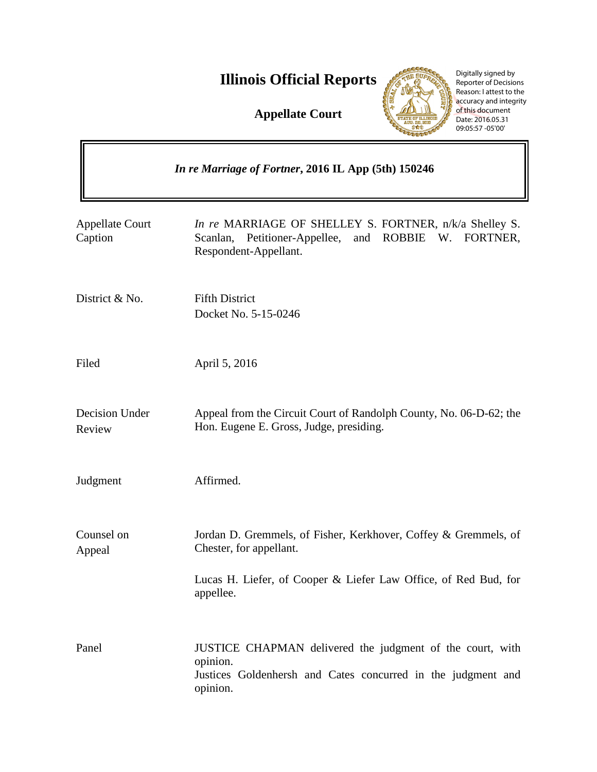# Illinois Official Reports

## Appellate Court

Digitally signed by Reporter of Decisions
Reason: I attest to the accuracy and integrity of this document
Date: 2016.05.31 09:05:57 -05'00'

***In re Marriage of Fortner*, 2016 IL App (5th) 150246**

| | |
|---|---|
| Appellate Court Caption | *In re* MARRIAGE OF SHELLEY S. FORTNER, n/k/a Shelley S. Scanlan, Petitioner-Appellee, and ROBBIE W. FORTNER, Respondent-Appellant. |
| District & No. | Fifth District<br>Docket No. 5-15-0246 |
| Filed | April 5, 2016 |
| Decision Under Review | Appeal from the Circuit Court of Randolph County, No. 06-D-62; the Hon. Eugene E. Gross, Judge, presiding. |
| Judgment | Affirmed. |
| Counsel on Appeal | Jordan D. Gremmels, of Fisher, Kerkhover, Coffey & Gremmels, of Chester, for appellant.<br><br>Lucas H. Liefer, of Cooper & Liefer Law Office, of Red Bud, for appellee. |
| Panel | JUSTICE CHAPMAN delivered the judgment of the court, with opinion.<br>Justices Goldenhersh and Cates concurred in the judgment and opinion. |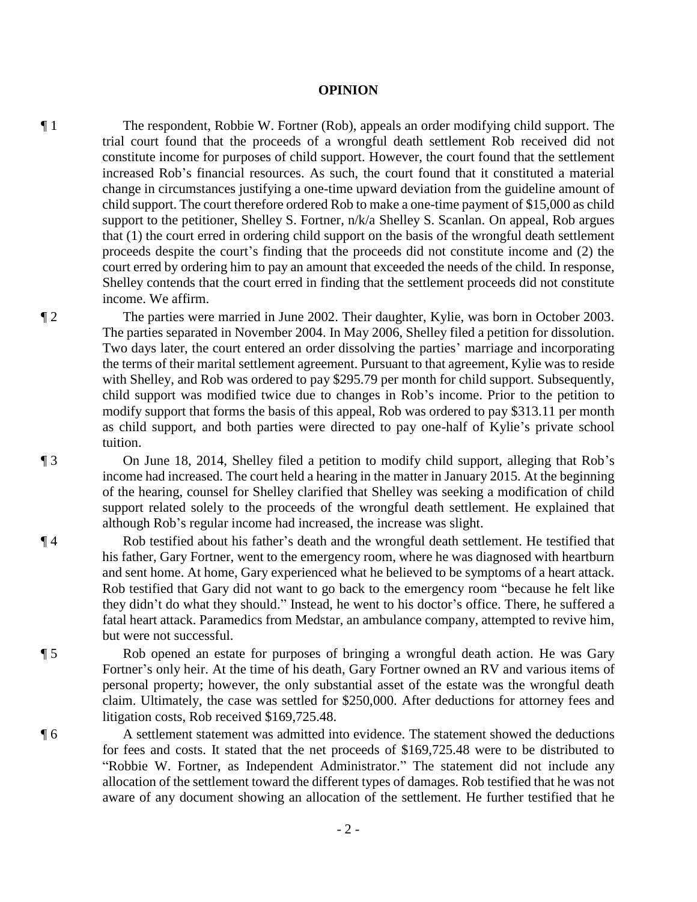**OPINION**

¶ 1 The respondent, Robbie W. Fortner (Rob), appeals an order modifying child support. The trial court found that the proceeds of a wrongful death settlement Rob received did not constitute income for purposes of child support. However, the court found that the settlement increased Rob's financial resources. As such, the court found that it constituted a material change in circumstances justifying a one-time upward deviation from the guideline amount of child support. The court therefore ordered Rob to make a one-time payment of $15,000 as child support to the petitioner, Shelley S. Fortner, n/k/a Shelley S. Scanlan. On appeal, Rob argues that (1) the court erred in ordering child support on the basis of the wrongful death settlement proceeds despite the court's finding that the proceeds did not constitute income and (2) the court erred by ordering him to pay an amount that exceeded the needs of the child. In response, Shelley contends that the court erred in finding that the settlement proceeds did not constitute income. We affirm.

¶ 2 The parties were married in June 2002. Their daughter, Kylie, was born in October 2003. The parties separated in November 2004. In May 2006, Shelley filed a petition for dissolution. Two days later, the court entered an order dissolving the parties' marriage and incorporating the terms of their marital settlement agreement. Pursuant to that agreement, Kylie was to reside with Shelley, and Rob was ordered to pay $295.79 per month for child support. Subsequently, child support was modified twice due to changes in Rob's income. Prior to the petition to modify support that forms the basis of this appeal, Rob was ordered to pay $313.11 per month as child support, and both parties were directed to pay one-half of Kylie's private school tuition.

¶ 3 On June 18, 2014, Shelley filed a petition to modify child support, alleging that Rob's income had increased. The court held a hearing in the matter in January 2015. At the beginning of the hearing, counsel for Shelley clarified that Shelley was seeking a modification of child support related solely to the proceeds of the wrongful death settlement. He explained that although Rob's regular income had increased, the increase was slight.

¶ 4 Rob testified about his father's death and the wrongful death settlement. He testified that his father, Gary Fortner, went to the emergency room, where he was diagnosed with heartburn and sent home. At home, Gary experienced what he believed to be symptoms of a heart attack. Rob testified that Gary did not want to go back to the emergency room "because he felt like they didn't do what they should." Instead, he went to his doctor's office. There, he suffered a fatal heart attack. Paramedics from Medstar, an ambulance company, attempted to revive him, but were not successful.

¶ 5 Rob opened an estate for purposes of bringing a wrongful death action. He was Gary Fortner's only heir. At the time of his death, Gary Fortner owned an RV and various items of personal property; however, the only substantial asset of the estate was the wrongful death claim. Ultimately, the case was settled for $250,000. After deductions for attorney fees and litigation costs, Rob received $169,725.48.

¶ 6 A settlement statement was admitted into evidence. The statement showed the deductions for fees and costs. It stated that the net proceeds of $169,725.48 were to be distributed to "Robbie W. Fortner, as Independent Administrator." The statement did not include any allocation of the settlement toward the different types of damages. Rob testified that he was not aware of any document showing an allocation of the settlement. He further testified that he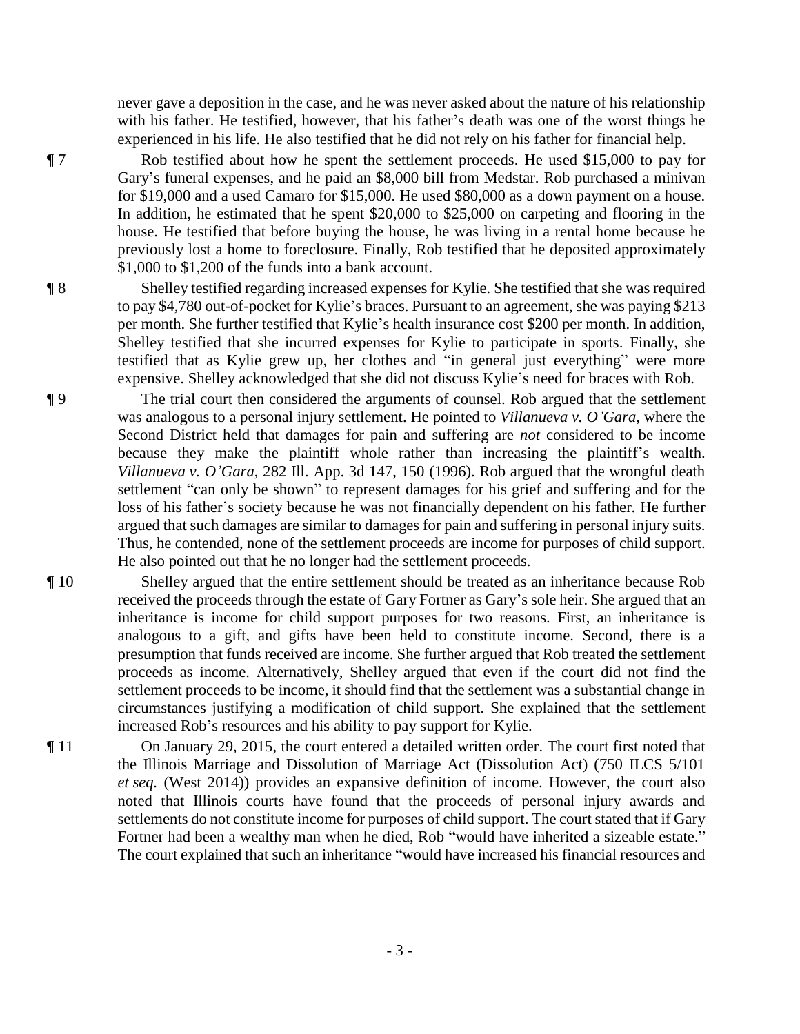never gave a deposition in the case, and he was never asked about the nature of his relationship with his father. He testified, however, that his father's death was one of the worst things he experienced in his life. He also testified that he did not rely on his father for financial help.

¶ 7 Rob testified about how he spent the settlement proceeds. He used $15,000 to pay for Gary's funeral expenses, and he paid an $8,000 bill from Medstar. Rob purchased a minivan for $19,000 and a used Camaro for $15,000. He used $80,000 as a down payment on a house. In addition, he estimated that he spent $20,000 to $25,000 on carpeting and flooring in the house. He testified that before buying the house, he was living in a rental home because he previously lost a home to foreclosure. Finally, Rob testified that he deposited approximately $1,000 to $1,200 of the funds into a bank account.

¶ 8 Shelley testified regarding increased expenses for Kylie. She testified that she was required to pay $4,780 out-of-pocket for Kylie's braces. Pursuant to an agreement, she was paying $213 per month. She further testified that Kylie's health insurance cost $200 per month. In addition, Shelley testified that she incurred expenses for Kylie to participate in sports. Finally, she testified that as Kylie grew up, her clothes and "in general just everything" were more expensive. Shelley acknowledged that she did not discuss Kylie's need for braces with Rob.

¶ 9 The trial court then considered the arguments of counsel. Rob argued that the settlement was analogous to a personal injury settlement. He pointed to *Villanueva v. O'Gara*, where the Second District held that damages for pain and suffering are *not* considered to be income because they make the plaintiff whole rather than increasing the plaintiff's wealth. *Villanueva v. O'Gara*, 282 Ill. App. 3d 147, 150 (1996). Rob argued that the wrongful death settlement "can only be shown" to represent damages for his grief and suffering and for the loss of his father's society because he was not financially dependent on his father. He further argued that such damages are similar to damages for pain and suffering in personal injury suits. Thus, he contended, none of the settlement proceeds are income for purposes of child support. He also pointed out that he no longer had the settlement proceeds.

¶ 10 Shelley argued that the entire settlement should be treated as an inheritance because Rob received the proceeds through the estate of Gary Fortner as Gary's sole heir. She argued that an inheritance is income for child support purposes for two reasons. First, an inheritance is analogous to a gift, and gifts have been held to constitute income. Second, there is a presumption that funds received are income. She further argued that Rob treated the settlement proceeds as income. Alternatively, Shelley argued that even if the court did not find the settlement proceeds to be income, it should find that the settlement was a substantial change in circumstances justifying a modification of child support. She explained that the settlement increased Rob's resources and his ability to pay support for Kylie.

¶ 11 On January 29, 2015, the court entered a detailed written order. The court first noted that the Illinois Marriage and Dissolution of Marriage Act (Dissolution Act) (750 ILCS 5/101 *et seq.* (West 2014)) provides an expansive definition of income. However, the court also noted that Illinois courts have found that the proceeds of personal injury awards and settlements do not constitute income for purposes of child support. The court stated that if Gary Fortner had been a wealthy man when he died, Rob "would have inherited a sizeable estate." The court explained that such an inheritance "would have increased his financial resources and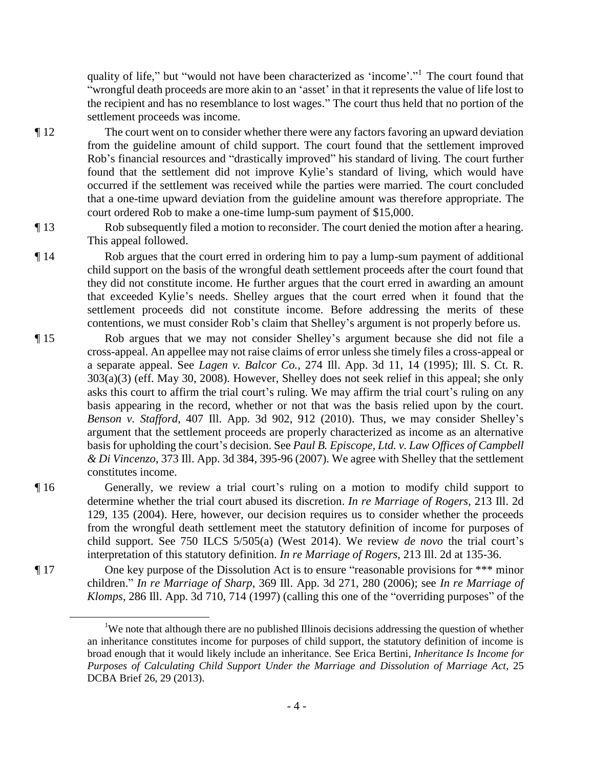quality of life," but "would not have been characterized as 'income'."[1] The court found that "wrongful death proceeds are more akin to an 'asset' in that it represents the value of life lost to the recipient and has no resemblance to lost wages." The court thus held that no portion of the settlement proceeds was income.

¶ 12 The court went on to consider whether there were any factors favoring an upward deviation from the guideline amount of child support. The court found that the settlement improved Rob's financial resources and "drastically improved" his standard of living. The court further found that the settlement did not improve Kylie's standard of living, which would have occurred if the settlement was received while the parties were married. The court concluded that a one-time upward deviation from the guideline amount was therefore appropriate. The court ordered Rob to make a one-time lump-sum payment of $15,000.

¶ 13 Rob subsequently filed a motion to reconsider. The court denied the motion after a hearing. This appeal followed.

¶ 14 Rob argues that the court erred in ordering him to pay a lump-sum payment of additional child support on the basis of the wrongful death settlement proceeds after the court found that they did not constitute income. He further argues that the court erred in awarding an amount that exceeded Kylie's needs. Shelley argues that the court erred when it found that the settlement proceeds did not constitute income. Before addressing the merits of these contentions, we must consider Rob's claim that Shelley's argument is not properly before us.

¶ 15 Rob argues that we may not consider Shelley's argument because she did not file a cross-appeal. An appellee may not raise claims of error unless she timely files a cross-appeal or a separate appeal. See *Lagen v. Balcor Co.*, 274 Ill. App. 3d 11, 14 (1995); Ill. S. Ct. R. 303(a)(3) (eff. May 30, 2008). However, Shelley does not seek relief in this appeal; she only asks this court to affirm the trial court's ruling. We may affirm the trial court's ruling on any basis appearing in the record, whether or not that was the basis relied upon by the court. *Benson v. Stafford*, 407 Ill. App. 3d 902, 912 (2010). Thus, we may consider Shelley's argument that the settlement proceeds are properly characterized as income as an alternative basis for upholding the court's decision. See *Paul B. Episcope, Ltd. v. Law Offices of Campbell & Di Vincenzo*, 373 Ill. App. 3d 384, 395-96 (2007). We agree with Shelley that the settlement constitutes income.

¶ 16 Generally, we review a trial court's ruling on a motion to modify child support to determine whether the trial court abused its discretion. *In re Marriage of Rogers*, 213 Ill. 2d 129, 135 (2004). Here, however, our decision requires us to consider whether the proceeds from the wrongful death settlement meet the statutory definition of income for purposes of child support. See 750 ILCS 5/505(a) (West 2014). We review *de novo* the trial court's interpretation of this statutory definition. *In re Marriage of Rogers*, 213 Ill. 2d at 135-36.

¶ 17 One key purpose of the Dissolution Act is to ensure "reasonable provisions for *** minor children." *In re Marriage of Sharp*, 369 Ill. App. 3d 271, 280 (2006); see *In re Marriage of Klomps*, 286 Ill. App. 3d 710, 714 (1997) (calling this one of the "overriding purposes" of the

---

[1] We note that although there are no published Illinois decisions addressing the question of whether an inheritance constitutes income for purposes of child support, the statutory definition of income is broad enough that it would likely include an inheritance. See Erica Bertini, *Inheritance Is Income for Purposes of Calculating Child Support Under the Marriage and Dissolution of Marriage Act*, 25 DCBA Brief 26, 29 (2013).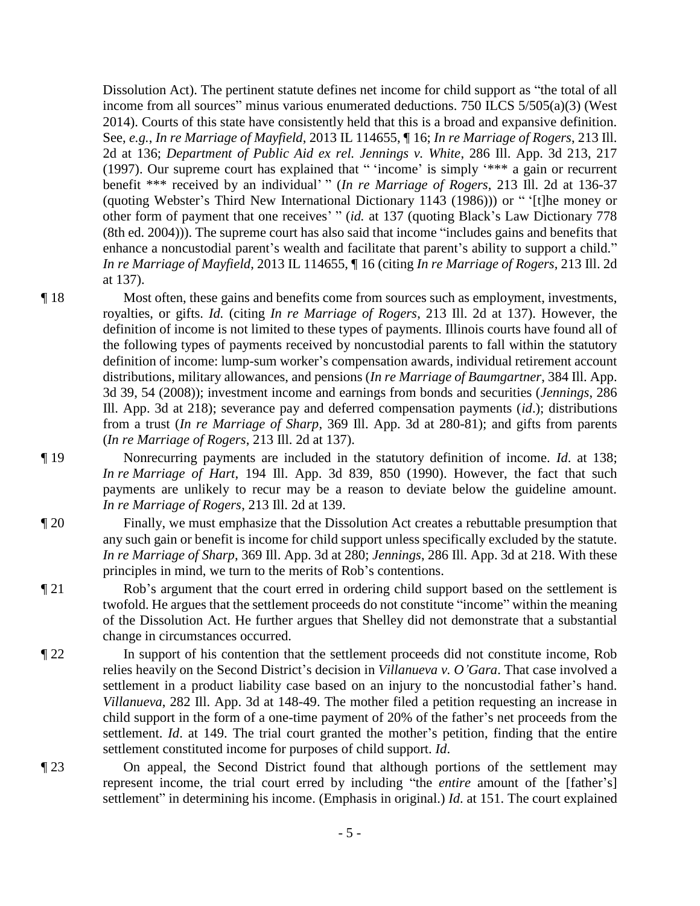Dissolution Act). The pertinent statute defines net income for child support as "the total of all income from all sources" minus various enumerated deductions. 750 ILCS 5/505(a)(3) (West 2014). Courts of this state have consistently held that this is a broad and expansive definition. See, *e.g.*, *In re Marriage of Mayfield*, 2013 IL 114655, ¶ 16; *In re Marriage of Rogers*, 213 Ill. 2d at 136; *Department of Public Aid ex rel. Jennings v. White*, 286 Ill. App. 3d 213, 217 (1997). Our supreme court has explained that " 'income' is simply '*** a gain or recurrent benefit *** received by an individual' " (*In re Marriage of Rogers*, 213 Ill. 2d at 136-37 (quoting Webster's Third New International Dictionary 1143 (1986))) or " '[t]he money or other form of payment that one receives' " (*id.* at 137 (quoting Black's Law Dictionary 778 (8th ed. 2004))). The supreme court has also said that income "includes gains and benefits that enhance a noncustodial parent's wealth and facilitate that parent's ability to support a child." *In re Marriage of Mayfield*, 2013 IL 114655, ¶ 16 (citing *In re Marriage of Rogers*, 213 Ill. 2d at 137).

¶ 18 Most often, these gains and benefits come from sources such as employment, investments, royalties, or gifts. *Id.* (citing *In re Marriage of Rogers*, 213 Ill. 2d at 137). However, the definition of income is not limited to these types of payments. Illinois courts have found all of the following types of payments received by noncustodial parents to fall within the statutory definition of income: lump-sum worker's compensation awards, individual retirement account distributions, military allowances, and pensions (*In re Marriage of Baumgartner*, 384 Ill. App. 3d 39, 54 (2008)); investment income and earnings from bonds and securities (*Jennings*, 286 Ill. App. 3d at 218); severance pay and deferred compensation payments (*id.*); distributions from a trust (*In re Marriage of Sharp*, 369 Ill. App. 3d at 280-81); and gifts from parents (*In re Marriage of Rogers*, 213 Ill. 2d at 137).

¶ 19 Nonrecurring payments are included in the statutory definition of income. *Id.* at 138; *In re Marriage of Hart*, 194 Ill. App. 3d 839, 850 (1990). However, the fact that such payments are unlikely to recur may be a reason to deviate below the guideline amount. *In re Marriage of Rogers*, 213 Ill. 2d at 139.

¶ 20 Finally, we must emphasize that the Dissolution Act creates a rebuttable presumption that any such gain or benefit is income for child support unless specifically excluded by the statute. *In re Marriage of Sharp*, 369 Ill. App. 3d at 280; *Jennings*, 286 Ill. App. 3d at 218. With these principles in mind, we turn to the merits of Rob's contentions.

¶ 21 Rob's argument that the court erred in ordering child support based on the settlement is twofold. He argues that the settlement proceeds do not constitute "income" within the meaning of the Dissolution Act. He further argues that Shelley did not demonstrate that a substantial change in circumstances occurred.

¶ 22 In support of his contention that the settlement proceeds did not constitute income, Rob relies heavily on the Second District's decision in *Villanueva v. O'Gara*. That case involved a settlement in a product liability case based on an injury to the noncustodial father's hand. *Villanueva*, 282 Ill. App. 3d at 148-49. The mother filed a petition requesting an increase in child support in the form of a one-time payment of 20% of the father's net proceeds from the settlement. *Id.* at 149. The trial court granted the mother's petition, finding that the entire settlement constituted income for purposes of child support. *Id.*

¶ 23 On appeal, the Second District found that although portions of the settlement may represent income, the trial court erred by including "the *entire* amount of the [father's] settlement" in determining his income. (Emphasis in original.) *Id.* at 151. The court explained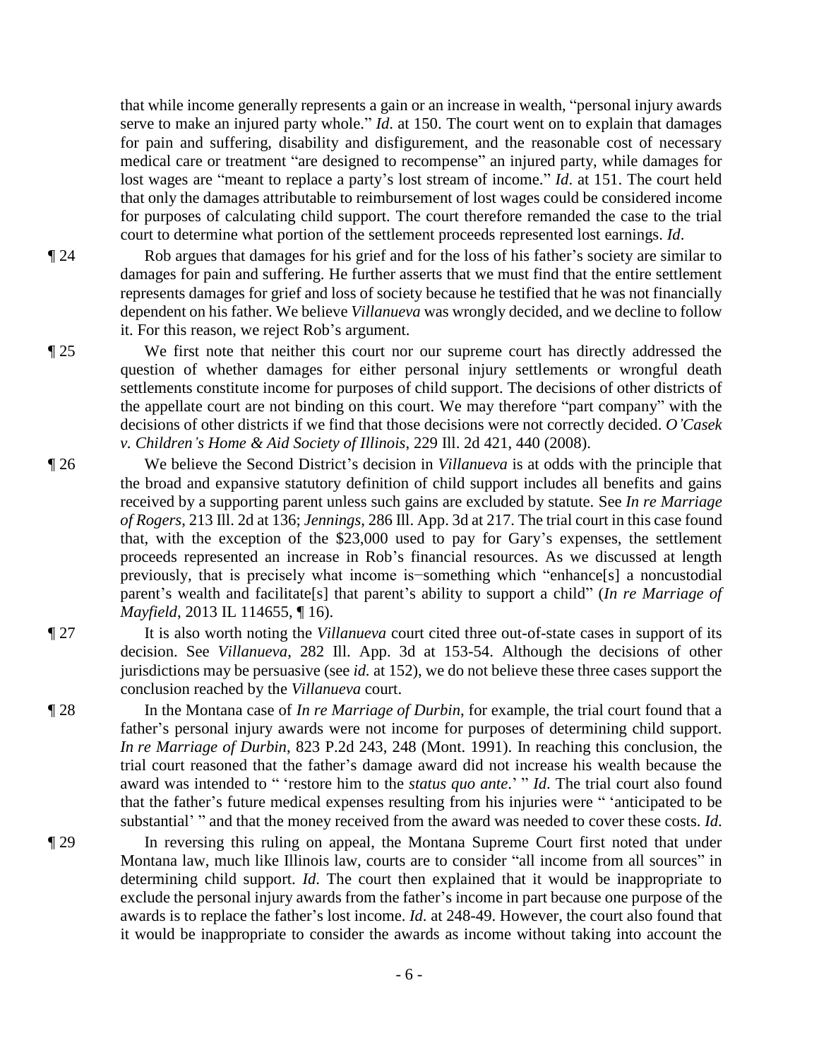that while income generally represents a gain or an increase in wealth, "personal injury awards serve to make an injured party whole." *Id*. at 150. The court went on to explain that damages for pain and suffering, disability and disfigurement, and the reasonable cost of necessary medical care or treatment "are designed to recompense" an injured party, while damages for lost wages are "meant to replace a party's lost stream of income." *Id*. at 151. The court held that only the damages attributable to reimbursement of lost wages could be considered income for purposes of calculating child support. The court therefore remanded the case to the trial court to determine what portion of the settlement proceeds represented lost earnings. *Id*.

¶ 24 Rob argues that damages for his grief and for the loss of his father's society are similar to damages for pain and suffering. He further asserts that we must find that the entire settlement represents damages for grief and loss of society because he testified that he was not financially dependent on his father. We believe *Villanueva* was wrongly decided, and we decline to follow it. For this reason, we reject Rob's argument.

¶ 25 We first note that neither this court nor our supreme court has directly addressed the question of whether damages for either personal injury settlements or wrongful death settlements constitute income for purposes of child support. The decisions of other districts of the appellate court are not binding on this court. We may therefore "part company" with the decisions of other districts if we find that those decisions were not correctly decided. *O'Casek v. Children's Home & Aid Society of Illinois*, 229 Ill. 2d 421, 440 (2008).

¶ 26 We believe the Second District's decision in *Villanueva* is at odds with the principle that the broad and expansive statutory definition of child support includes all benefits and gains received by a supporting parent unless such gains are excluded by statute. See *In re Marriage of Rogers*, 213 Ill. 2d at 136; *Jennings*, 286 Ill. App. 3d at 217. The trial court in this case found that, with the exception of the $23,000 used to pay for Gary's expenses, the settlement proceeds represented an increase in Rob's financial resources. As we discussed at length previously, that is precisely what income is−something which "enhance[s] a noncustodial parent's wealth and facilitate[s] that parent's ability to support a child" (*In re Marriage of Mayfield*, 2013 IL 114655, ¶ 16).

¶ 27 It is also worth noting the *Villanueva* court cited three out-of-state cases in support of its decision. See *Villanueva*, 282 Ill. App. 3d at 153-54. Although the decisions of other jurisdictions may be persuasive (see *id.* at 152), we do not believe these three cases support the conclusion reached by the *Villanueva* court.

¶ 28 In the Montana case of *In re Marriage of Durbin*, for example, the trial court found that a father's personal injury awards were not income for purposes of determining child support. *In re Marriage of Durbin*, 823 P.2d 243, 248 (Mont. 1991). In reaching this conclusion, the trial court reasoned that the father's damage award did not increase his wealth because the award was intended to " 'restore him to the *status quo ante*.' " *Id*. The trial court also found that the father's future medical expenses resulting from his injuries were " 'anticipated to be substantial' " and that the money received from the award was needed to cover these costs. *Id*.

¶ 29 In reversing this ruling on appeal, the Montana Supreme Court first noted that under Montana law, much like Illinois law, courts are to consider "all income from all sources" in determining child support. *Id*. The court then explained that it would be inappropriate to exclude the personal injury awards from the father's income in part because one purpose of the awards is to replace the father's lost income. *Id*. at 248-49. However, the court also found that it would be inappropriate to consider the awards as income without taking into account the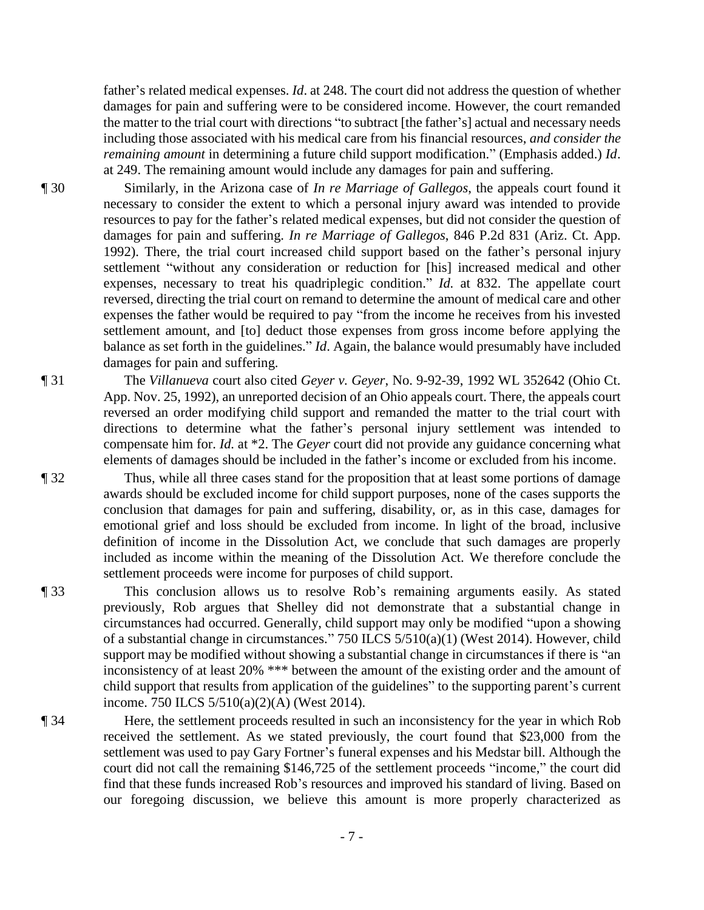father's related medical expenses. *Id*. at 248. The court did not address the question of whether damages for pain and suffering were to be considered income. However, the court remanded the matter to the trial court with directions "to subtract [the father's] actual and necessary needs including those associated with his medical care from his financial resources, *and consider the remaining amount* in determining a future child support modification." (Emphasis added.) *Id*. at 249. The remaining amount would include any damages for pain and suffering.

¶ 30 Similarly, in the Arizona case of *In re Marriage of Gallegos*, the appeals court found it necessary to consider the extent to which a personal injury award was intended to provide resources to pay for the father's related medical expenses, but did not consider the question of damages for pain and suffering. *In re Marriage of Gallegos*, 846 P.2d 831 (Ariz. Ct. App. 1992). There, the trial court increased child support based on the father's personal injury settlement "without any consideration or reduction for [his] increased medical and other expenses, necessary to treat his quadriplegic condition." *Id.* at 832. The appellate court reversed, directing the trial court on remand to determine the amount of medical care and other expenses the father would be required to pay "from the income he receives from his invested settlement amount, and [to] deduct those expenses from gross income before applying the balance as set forth in the guidelines." *Id*. Again, the balance would presumably have included damages for pain and suffering.

¶ 31 The *Villanueva* court also cited *Geyer v. Geyer*, No. 9-92-39, 1992 WL 352642 (Ohio Ct. App. Nov. 25, 1992), an unreported decision of an Ohio appeals court. There, the appeals court reversed an order modifying child support and remanded the matter to the trial court with directions to determine what the father's personal injury settlement was intended to compensate him for. *Id.* at \*2. The *Geyer* court did not provide any guidance concerning what elements of damages should be included in the father's income or excluded from his income.

¶ 32 Thus, while all three cases stand for the proposition that at least some portions of damage awards should be excluded income for child support purposes, none of the cases supports the conclusion that damages for pain and suffering, disability, or, as in this case, damages for emotional grief and loss should be excluded from income. In light of the broad, inclusive definition of income in the Dissolution Act, we conclude that such damages are properly included as income within the meaning of the Dissolution Act. We therefore conclude the settlement proceeds were income for purposes of child support.

¶ 33 This conclusion allows us to resolve Rob's remaining arguments easily. As stated previously, Rob argues that Shelley did not demonstrate that a substantial change in circumstances had occurred. Generally, child support may only be modified "upon a showing of a substantial change in circumstances." 750 ILCS 5/510(a)(1) (West 2014). However, child support may be modified without showing a substantial change in circumstances if there is "an inconsistency of at least 20% *** between the amount of the existing order and the amount of child support that results from application of the guidelines" to the supporting parent's current income. 750 ILCS 5/510(a)(2)(A) (West 2014).

¶ 34 Here, the settlement proceeds resulted in such an inconsistency for the year in which Rob received the settlement. As we stated previously, the court found that $23,000 from the settlement was used to pay Gary Fortner's funeral expenses and his Medstar bill. Although the court did not call the remaining $146,725 of the settlement proceeds "income," the court did find that these funds increased Rob's resources and improved his standard of living. Based on our foregoing discussion, we believe this amount is more properly characterized as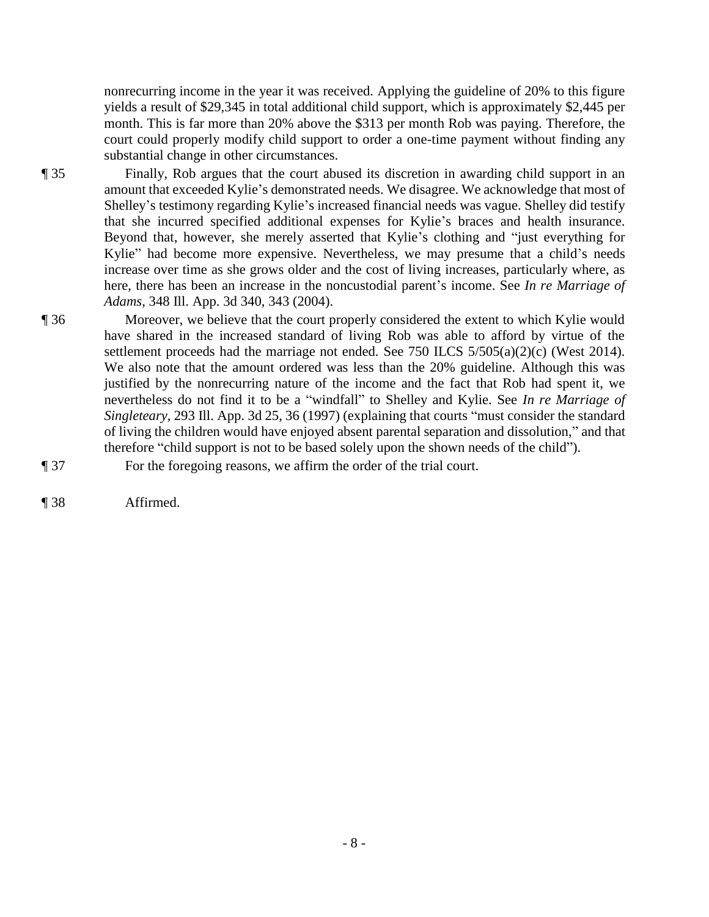nonrecurring income in the year it was received. Applying the guideline of 20% to this figure yields a result of $29,345 in total additional child support, which is approximately $2,445 per month. This is far more than 20% above the $313 per month Rob was paying. Therefore, the court could properly modify child support to order a one-time payment without finding any substantial change in other circumstances.

¶ 35 Finally, Rob argues that the court abused its discretion in awarding child support in an amount that exceeded Kylie's demonstrated needs. We disagree. We acknowledge that most of Shelley's testimony regarding Kylie's increased financial needs was vague. Shelley did testify that she incurred specified additional expenses for Kylie's braces and health insurance. Beyond that, however, she merely asserted that Kylie's clothing and "just everything for Kylie" had become more expensive. Nevertheless, we may presume that a child's needs increase over time as she grows older and the cost of living increases, particularly where, as here, there has been an increase in the noncustodial parent's income. See *In re Marriage of Adams*, 348 Ill. App. 3d 340, 343 (2004).

¶ 36 Moreover, we believe that the court properly considered the extent to which Kylie would have shared in the increased standard of living Rob was able to afford by virtue of the settlement proceeds had the marriage not ended. See 750 ILCS 5/505(a)(2)(c) (West 2014). We also note that the amount ordered was less than the 20% guideline. Although this was justified by the nonrecurring nature of the income and the fact that Rob had spent it, we nevertheless do not find it to be a "windfall" to Shelley and Kylie. See *In re Marriage of Singleteary*, 293 Ill. App. 3d 25, 36 (1997) (explaining that courts "must consider the standard of living the children would have enjoyed absent parental separation and dissolution," and that therefore "child support is not to be based solely upon the shown needs of the child").

¶ 37 For the foregoing reasons, we affirm the order of the trial court.

¶ 38 Affirmed.